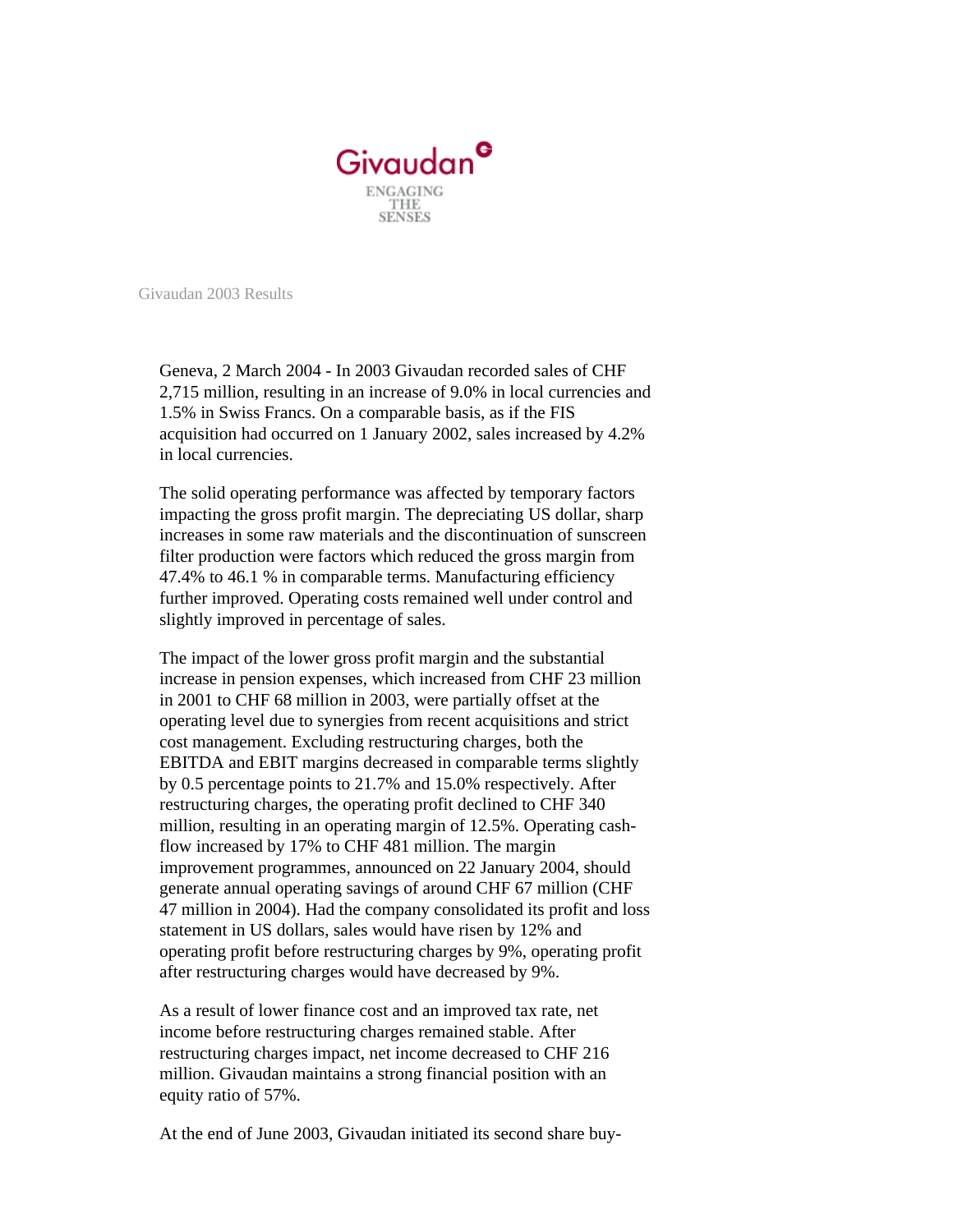Givaudan

ENGAGING THE SENSES

Givaudan 2003 Results

Geneva, 2 March 2004 - In 2003 Givaudan recorded sales of CHF 2,715 million, resulting in an increase of 9.0% in local currencies and 1.5% in Swiss Francs. On a comparable basis, as if the FIS acquisition had occurred on 1 January 2002, sales increased by 4.2% in local currencies.

The solid operating performance was affected by temporary factors impacting the gross profit margin. The depreciating US dollar, sharp increases in some raw materials and the discontinuation of sunscreen filter production were factors which reduced the gross margin from 47.4% to 46.1 % in comparable terms. Manufacturing efficiency further improved. Operating costs remained well under control and slightly improved in percentage of sales.

The impact of the lower gross profit margin and the substantial increase in pension expenses, which increased from CHF 23 million in 2001 to CHF 68 million in 2003, were partially offset at the operating level due to synergies from recent acquisitions and strict cost management. Excluding restructuring charges, both the EBITDA and EBIT margins decreased in comparable terms slightly by 0.5 percentage points to 21.7% and 15.0% respectively. After restructuring charges, the operating profit declined to CHF 340 million, resulting in an operating margin of 12.5%. Operating cash-flow increased by 17% to CHF 481 million. The margin improvement programmes, announced on 22 January 2004, should generate annual operating savings of around CHF 67 million (CHF 47 million in 2004). Had the company consolidated its profit and loss statement in US dollars, sales would have risen by 12% and operating profit before restructuring charges by 9%, operating profit after restructuring charges would have decreased by 9%.

As a result of lower finance cost and an improved tax rate, net income before restructuring charges remained stable. After restructuring charges impact, net income decreased to CHF 216 million. Givaudan maintains a strong financial position with an equity ratio of 57%.

At the end of June 2003, Givaudan initiated its second share buy-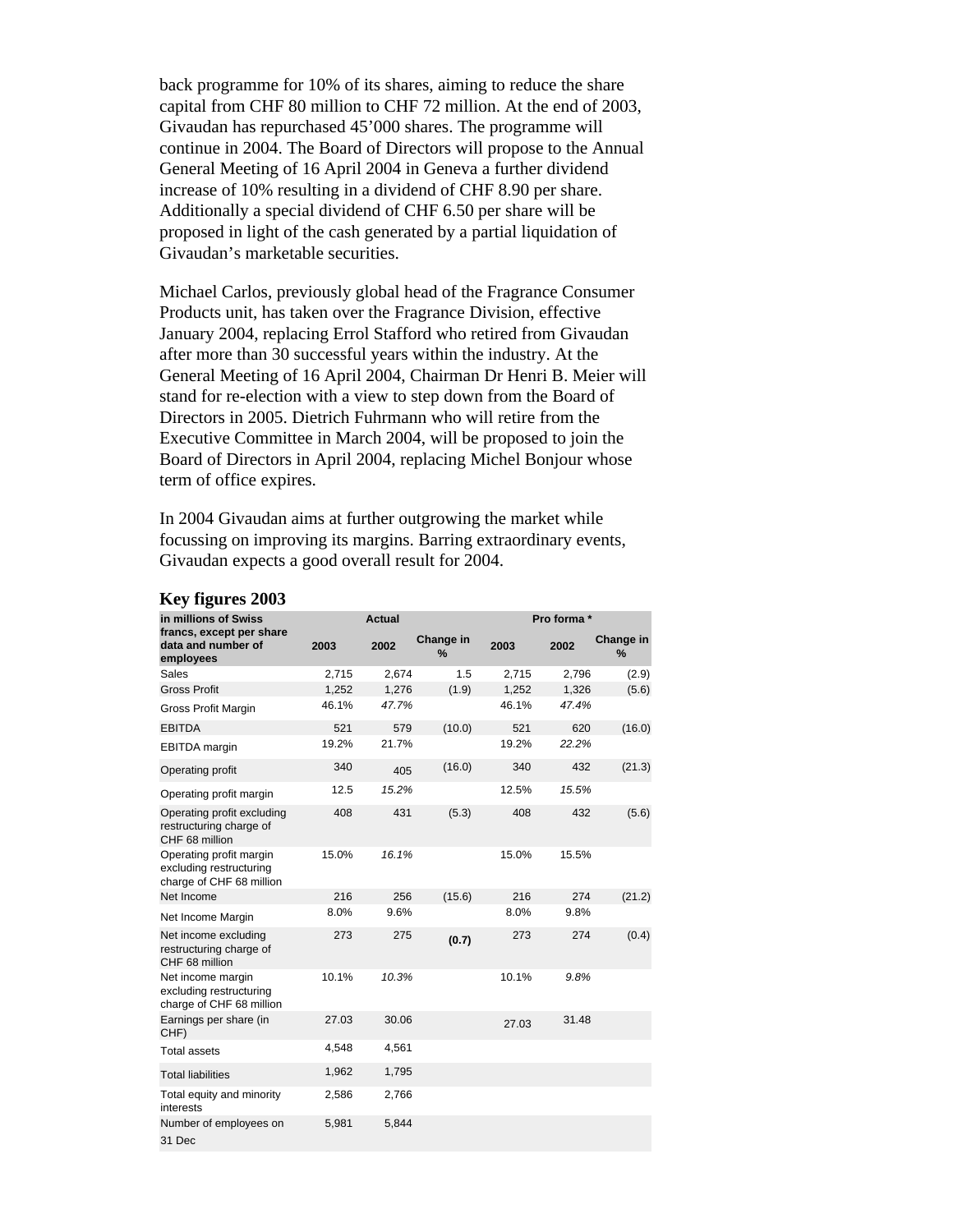back programme for 10% of its shares, aiming to reduce the share capital from CHF 80 million to CHF 72 million. At the end of 2003, Givaudan has repurchased 45'000 shares. The programme will continue in 2004. The Board of Directors will propose to the Annual General Meeting of 16 April 2004 in Geneva a further dividend increase of 10% resulting in a dividend of CHF 8.90 per share. Additionally a special dividend of CHF 6.50 per share will be proposed in light of the cash generated by a partial liquidation of Givaudan's marketable securities.

Michael Carlos, previously global head of the Fragrance Consumer Products unit, has taken over the Fragrance Division, effective January 2004, replacing Errol Stafford who retired from Givaudan after more than 30 successful years within the industry. At the General Meeting of 16 April 2004, Chairman Dr Henri B. Meier will stand for re-election with a view to step down from the Board of Directors in 2005. Dietrich Fuhrmann who will retire from the Executive Committee in March 2004, will be proposed to join the Board of Directors in April 2004, replacing Michel Bonjour whose term of office expires.

In 2004 Givaudan aims at further outgrowing the market while focussing on improving its margins. Barring extraordinary events, Givaudan expects a good overall result for 2004.

### Key figures 2003

| in millions of Swiss francs, except per share data and number of employees | Actual | | | Pro forma * | | |
|---|---|---|---|---|---|---|
| | 2003 | 2002 | Change in % | 2003 | 2002 | Change in % |
| Sales | 2,715 | 2,674 | 1.5 | 2,715 | 2,796 | (2.9) |
| Gross Profit | 1,252 | 1,276 | (1.9) | 1,252 | 1,326 | (5.6) |
| Gross Profit Margin | 46.1% | *47.7%* | | 46.1% | *47.4%* | |
| EBITDA | 521 | 579 | (10.0) | 521 | 620 | (16.0) |
| EBITDA margin | 19.2% | 21.7% | | 19.2% | *22.2%* | |
| Operating profit | 340 | 405 | (16.0) | 340 | 432 | (21.3) |
| Operating profit margin | 12.5 | *15.2%* | | 12.5% | *15.5%* | |
| Operating profit excluding restructuring charge of CHF 68 million | 408 | 431 | (5.3) | 408 | 432 | (5.6) |
| Operating profit margin excluding restructuring charge of CHF 68 million | 15.0% | *16.1%* | | 15.0% | 15.5% | |
| Net Income | 216 | 256 | (15.6) | 216 | 274 | (21.2) |
| Net Income Margin | 8.0% | 9.6% | | 8.0% | 9.8% | |
| Net income excluding restructuring charge of CHF 68 million | 273 | 275 | **(0.7)** | 273 | 274 | (0.4) |
| Net income margin excluding restructuring charge of CHF 68 million | 10.1% | *10.3%* | | 10.1% | *9.8%* | |
| Earnings per share (in CHF) | 27.03 | 30.06 | | 27.03 | 31.48 | |
| Total assets | 4,548 | 4,561 | | | | |
| Total liabilities | 1,962 | 1,795 | | | | |
| Total equity and minority interests | 2,586 | 2,766 | | | | |
| Number of employees on 31 Dec | 5,981 | 5,844 | | | | |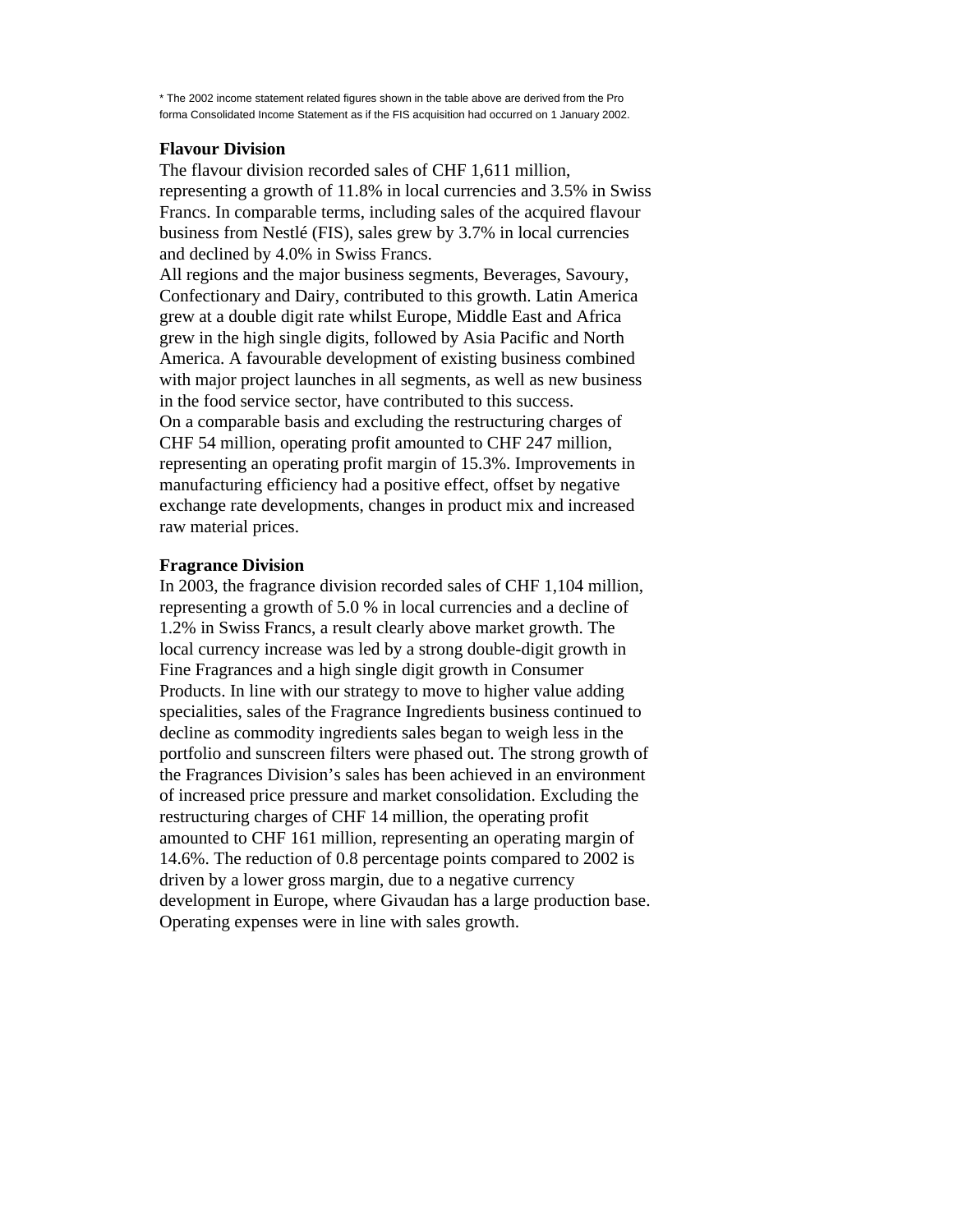* The 2002 income statement related figures shown in the table above are derived from the Pro forma Consolidated Income Statement as if the FIS acquisition had occurred on 1 January 2002.

**Flavour Division**

The flavour division recorded sales of CHF 1,611 million, representing a growth of 11.8% in local currencies and 3.5% in Swiss Francs. In comparable terms, including sales of the acquired flavour business from Nestlé (FIS), sales grew by 3.7% in local currencies and declined by 4.0% in Swiss Francs.

All regions and the major business segments, Beverages, Savoury, Confectionary and Dairy, contributed to this growth. Latin America grew at a double digit rate whilst Europe, Middle East and Africa grew in the high single digits, followed by Asia Pacific and North America. A favourable development of existing business combined with major project launches in all segments, as well as new business in the food service sector, have contributed to this success.

On a comparable basis and excluding the restructuring charges of CHF 54 million, operating profit amounted to CHF 247 million, representing an operating profit margin of 15.3%. Improvements in manufacturing efficiency had a positive effect, offset by negative exchange rate developments, changes in product mix and increased raw material prices.

**Fragrance Division**

In 2003, the fragrance division recorded sales of CHF 1,104 million, representing a growth of 5.0 % in local currencies and a decline of 1.2% in Swiss Francs, a result clearly above market growth. The local currency increase was led by a strong double-digit growth in Fine Fragrances and a high single digit growth in Consumer Products. In line with our strategy to move to higher value adding specialities, sales of the Fragrance Ingredients business continued to decline as commodity ingredients sales began to weigh less in the portfolio and sunscreen filters were phased out. The strong growth of the Fragrances Division's sales has been achieved in an environment of increased price pressure and market consolidation. Excluding the restructuring charges of CHF 14 million, the operating profit amounted to CHF 161 million, representing an operating margin of 14.6%. The reduction of 0.8 percentage points compared to 2002 is driven by a lower gross margin, due to a negative currency development in Europe, where Givaudan has a large production base. Operating expenses were in line with sales growth.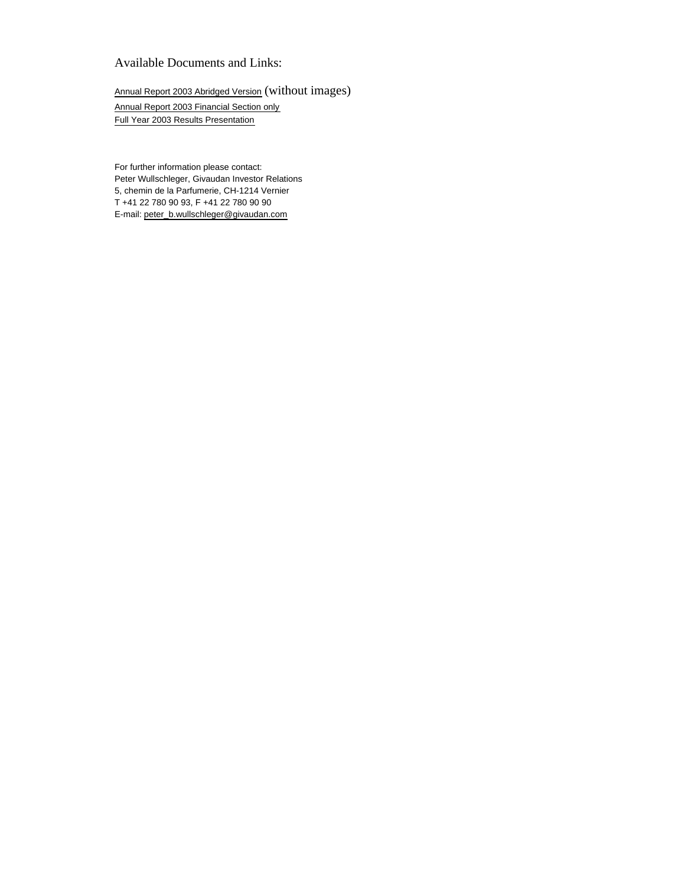## Available Documents and Links:

Annual Report 2003 Abridged Version (without images)
Annual Report 2003 Financial Section only
Full Year 2003 Results Presentation

For further information please contact:
Peter Wullschleger, Givaudan Investor Relations
5, chemin de la Parfumerie, CH-1214 Vernier
T +41 22 780 90 93, F +41 22 780 90 90
E-mail: peter_b.wullschleger@givaudan.com